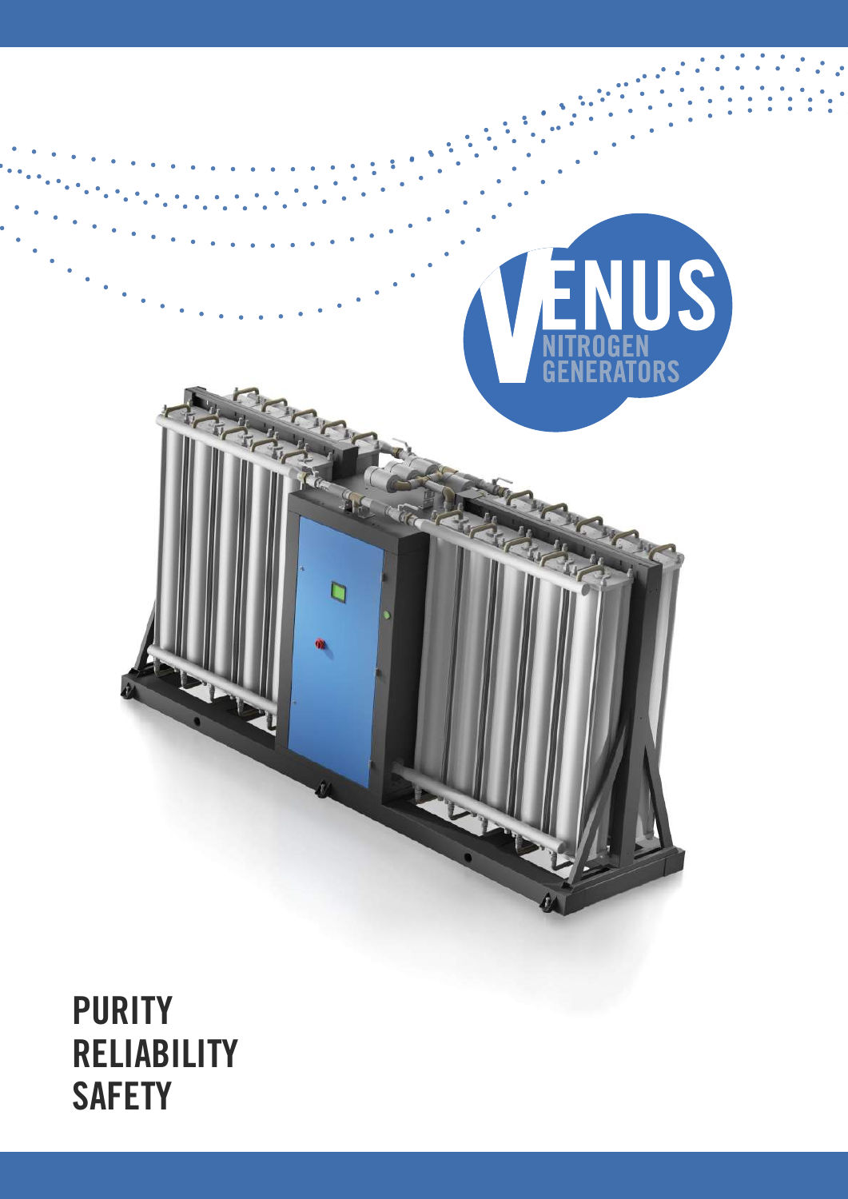# VENUS

## NITROGEN GENERATORS

**PURITY**
**RELIABILITY**
**SAFETY**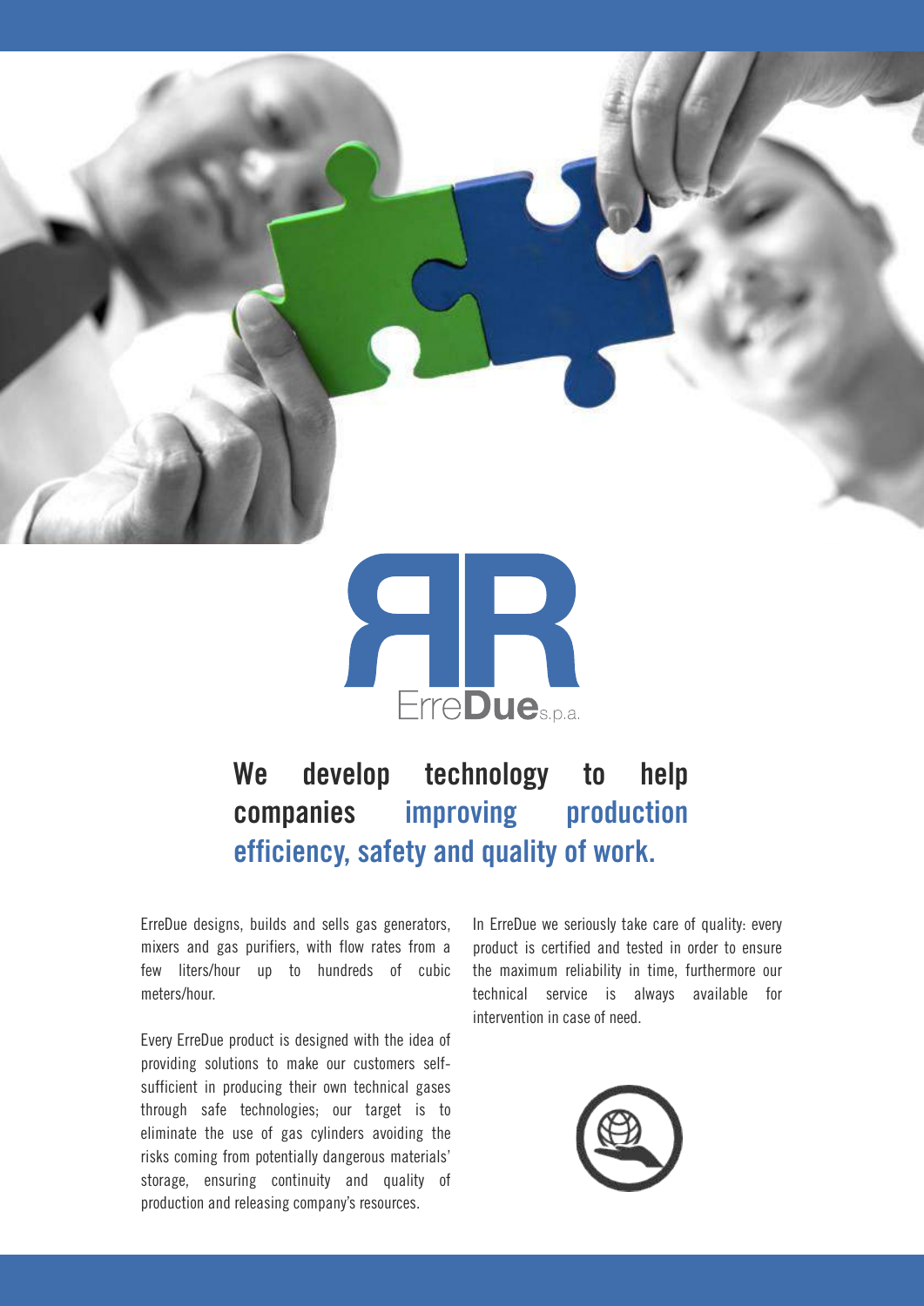ErreDue s.p.a.

## We develop technology to help companies **improving production efficiency, safety and quality of work.**

ErreDue designs, builds and sells gas generators, mixers and gas purifiers, with flow rates from a few liters/hour up to hundreds of cubic meters/hour.

Every ErreDue product is designed with the idea of providing solutions to make our customers self-sufficient in producing their own technical gases through safe technologies; our target is to eliminate the use of gas cylinders avoiding the risks coming from potentially dangerous materials' storage, ensuring continuity and quality of production and releasing company's resources.

In ErreDue we seriously take care of quality: every product is certified and tested in order to ensure the maximum reliability in time, furthermore our technical service is always available for intervention in case of need.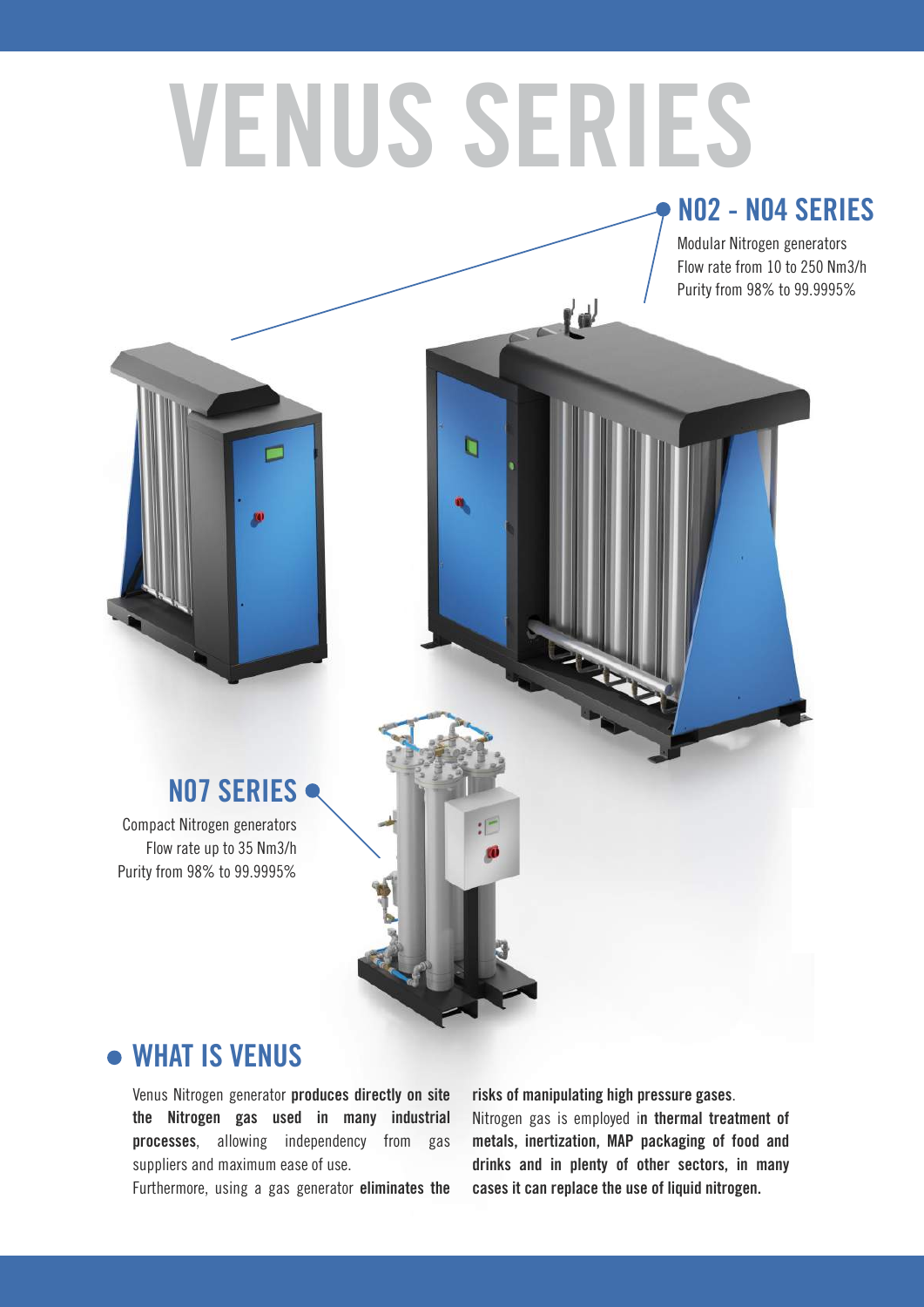# VENUS SERIES

## N02 - N04 SERIES

Modular Nitrogen generators
Flow rate from 10 to 250 Nm3/h
Purity from 98% to 99.9995%

## N07 SERIES

Compact Nitrogen generators
Flow rate up to 35 Nm3/h
Purity from 98% to 99.9995%

## WHAT IS VENUS

Venus Nitrogen generator **produces directly on site the Nitrogen gas used in many industrial processes**, allowing independency from gas suppliers and maximum ease of use.
Furthermore, using a gas generator **eliminates the risks of manipulating high pressure gases**.
Nitrogen gas is employed i**n thermal treatment of metals, inertization, MAP packaging of food and drinks and in plenty of other sectors, in many cases it can replace the use of liquid nitrogen.**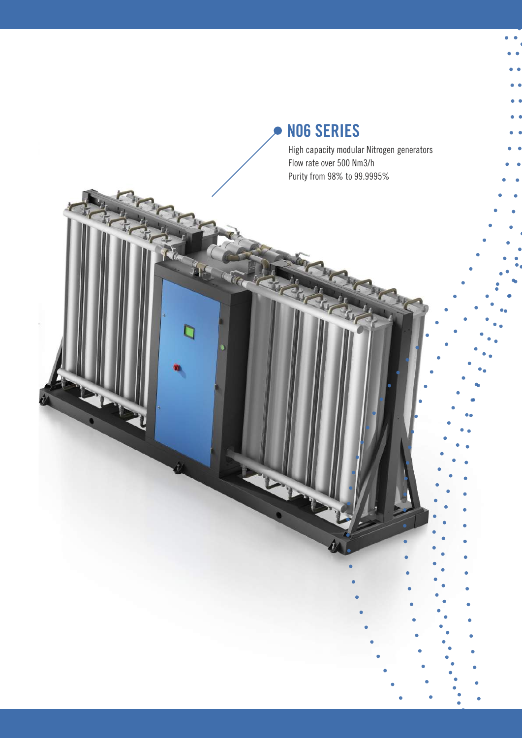## N06 SERIES

High capacity modular Nitrogen generators
Flow rate over 500 Nm3/h
Purity from 98% to 99.9995%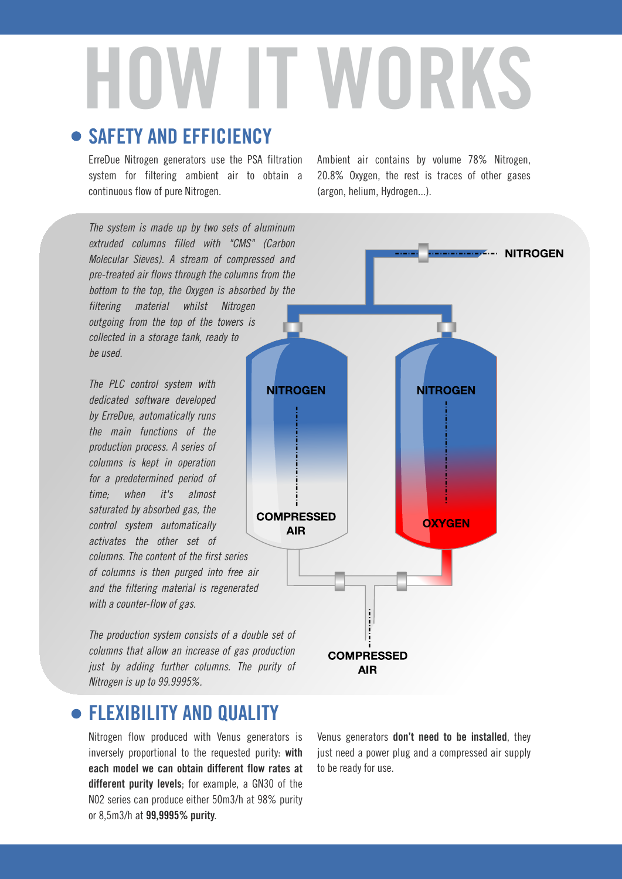# HOW IT WORKS

## SAFETY AND EFFICIENCY

ErreDue Nitrogen generators use the PSA filtration system for filtering ambient air to obtain a continuous flow of pure Nitrogen.

Ambient air contains by volume 78% Nitrogen, 20.8% Oxygen, the rest is traces of other gases (argon, helium, Hydrogen...).

*The system is made up by two sets of aluminum extruded columns filled with "CMS" (Carbon Molecular Sieves). A stream of compressed and pre-treated air flows through the columns from the bottom to the top, the Oxygen is absorbed by the filtering material whilst Nitrogen outgoing from the top of the towers is collected in a storage tank, ready to be used.*

*The PLC control system with dedicated software developed by ErreDue, automatically runs the main functions of the production process. A series of columns is kept in operation for a predetermined period of time; when it's almost saturated by absorbed gas, the control system automatically activates the other set of columns. The content of the first series of columns is then purged into free air and the filtering material is regenerated with a counter-flow of gas.*

*The production system consists of a double set of columns that allow an increase of gas production just by adding further columns. The purity of Nitrogen is up to 99.9995%.*

NITROGEN

NITROGEN

COMPRESSED AIR

NITROGEN

OXYGEN

COMPRESSED AIR

## FLEXIBILITY AND QUALITY

Nitrogen flow produced with Venus generators is inversely proportional to the requested purity: **with each model we can obtain different flow rates at different purity levels**; for example, a GN30 of the N02 series can produce either 50m3/h at 98% purity or 8,5m3/h at **99,9995% purity**.

Venus generators **don't need to be installed**, they just need a power plug and a compressed air supply to be ready for use.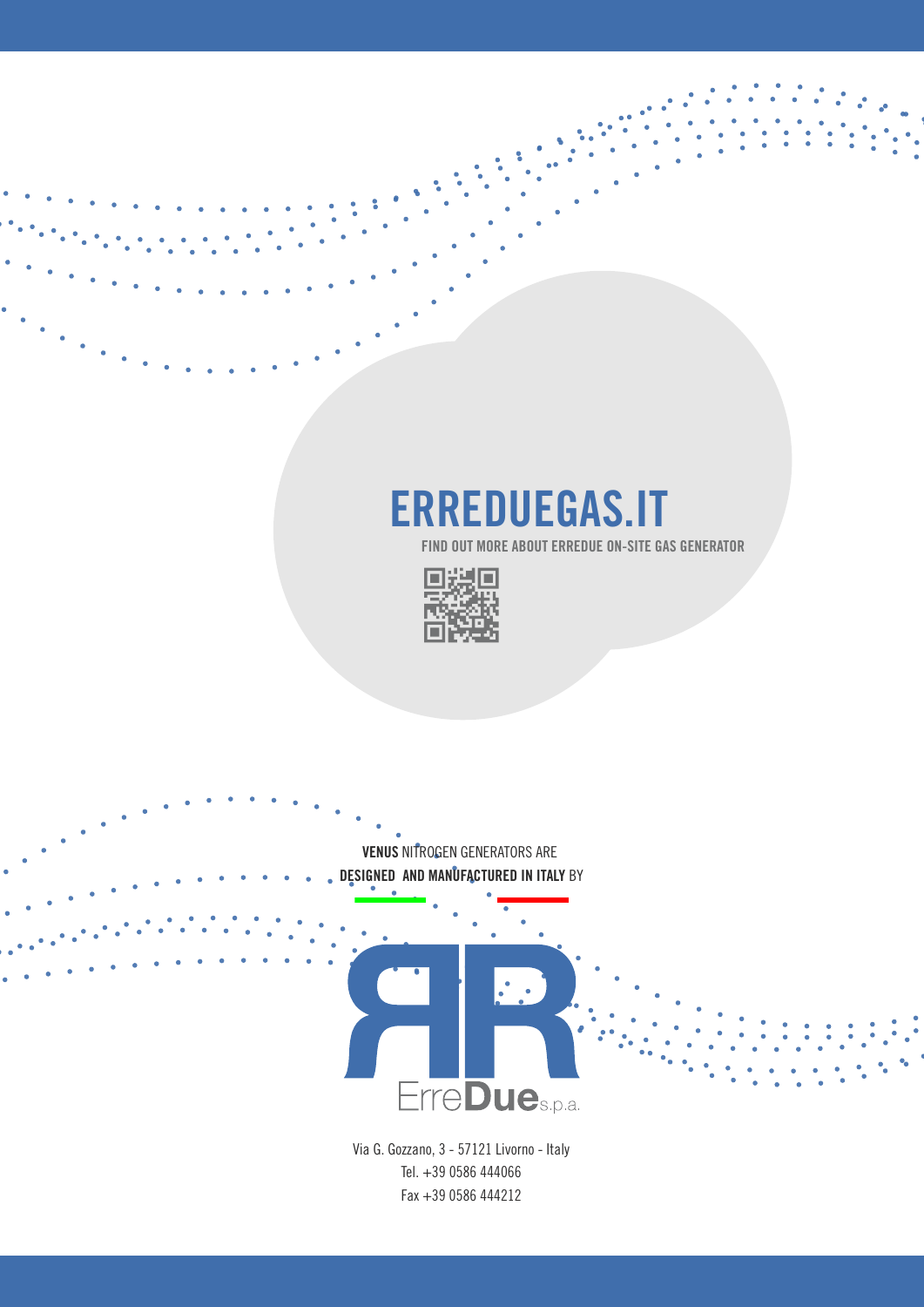# ERREDUEGAS.IT

FIND OUT MORE ABOUT ERREDUE ON-SITE GAS GENERATOR

**VENUS** NITROGEN GENERATORS ARE **DESIGNED AND MANUFACTURED IN ITALY** BY

ErreDue s.p.a.

Via G. Gozzano, 3 - 57121 Livorno - Italy
Tel. +39 0586 444066
Fax +39 0586 444212